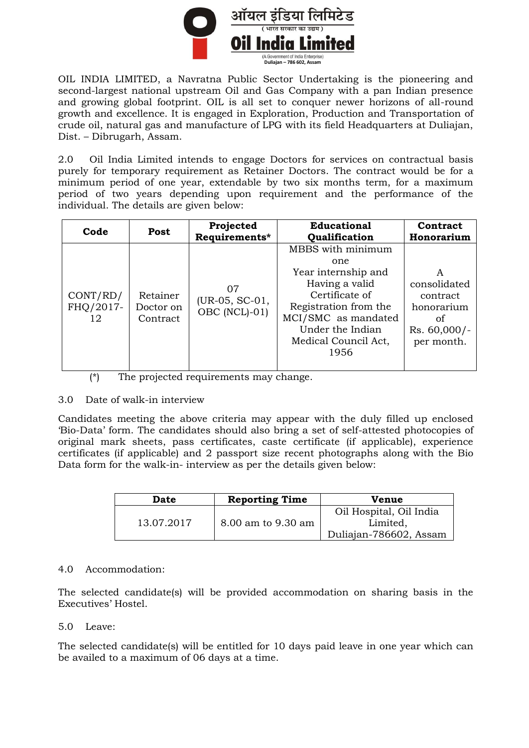ऑयल इंडिया लिमिटेड
( भारत सरकार का उद्यम )

# Oil India Limited

(A Government of India Enterprise)
Duliajan – 786 602, Assam

OIL INDIA LIMITED, a Navratna Public Sector Undertaking is the pioneering and second-largest national upstream Oil and Gas Company with a pan Indian presence and growing global footprint. OIL is all set to conquer newer horizons of all-round growth and excellence. It is engaged in Exploration, Production and Transportation of crude oil, natural gas and manufacture of LPG with its field Headquarters at Duliajan, Dist. – Dibrugarh, Assam.

2.0 Oil India Limited intends to engage Doctors for services on contractual basis purely for temporary requirement as Retainer Doctors. The contract would be for a minimum period of one year, extendable by two six months term, for a maximum period of two years depending upon requirement and the performance of the individual. The details are given below:

| Code | Post | Projected Requirements* | Educational Qualification | Contract Honorarium |
|---|---|---|---|---|
| CONT/RD/FHQ/2017-12 | Retainer Doctor on Contract | 07 (UR-05, SC-01, OBC (NCL)-01) | MBBS with minimum one Year internship and Having a valid Certificate of Registration from the MCI/SMC as mandated Under the Indian Medical Council Act, 1956 | A consolidated contract honorarium of Rs. 60,000/- per month. |

(*) The projected requirements may change.

3.0 Date of walk-in interview

Candidates meeting the above criteria may appear with the duly filled up enclosed 'Bio-Data' form. The candidates should also bring a set of self-attested photocopies of original mark sheets, pass certificates, caste certificate (if applicable), experience certificates (if applicable) and 2 passport size recent photographs along with the Bio Data form for the walk-in- interview as per the details given below:

| Date | Reporting Time | Venue |
|---|---|---|
| 13.07.2017 | 8.00 am to 9.30 am | Oil Hospital, Oil India Limited, Duliajan-786602, Assam |

4.0 Accommodation:

The selected candidate(s) will be provided accommodation on sharing basis in the Executives' Hostel.

5.0 Leave:

The selected candidate(s) will be entitled for 10 days paid leave in one year which can be availed to a maximum of 06 days at a time.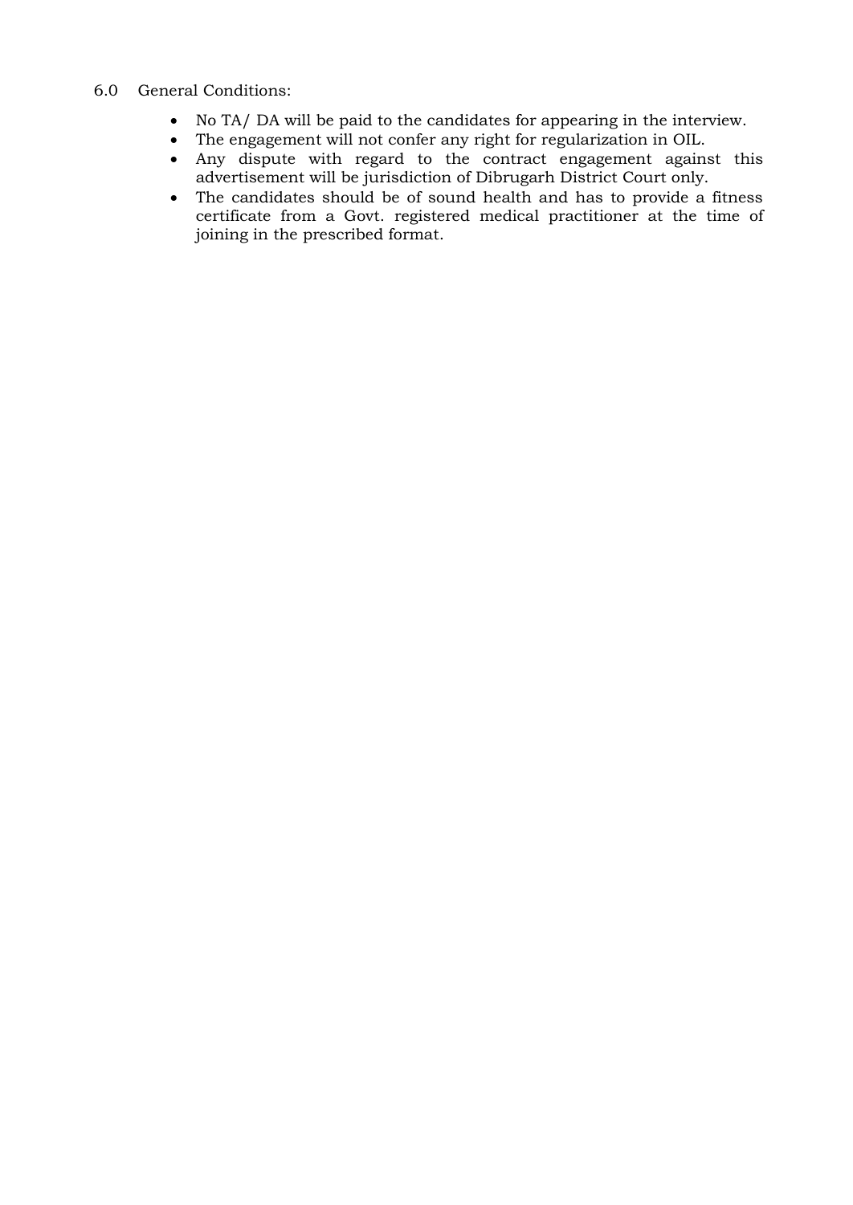6.0 General Conditions:

- No TA/ DA will be paid to the candidates for appearing in the interview.
- The engagement will not confer any right for regularization in OIL.
- Any dispute with regard to the contract engagement against this advertisement will be jurisdiction of Dibrugarh District Court only.
- The candidates should be of sound health and has to provide a fitness certificate from a Govt. registered medical practitioner at the time of joining in the prescribed format.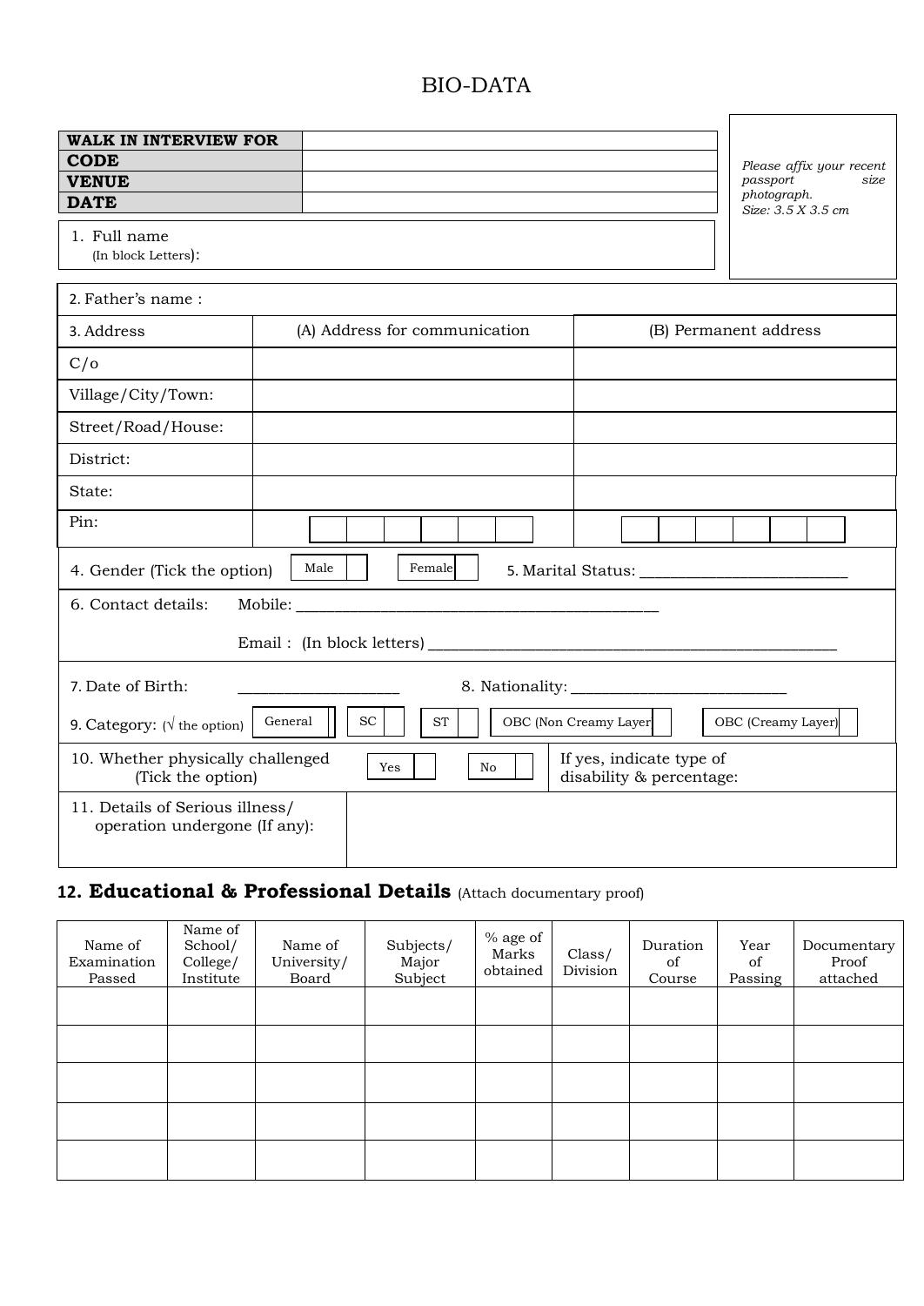# BIO-DATA

| **WALK IN INTERVIEW FOR** | |
|---|---|
| **CODE** | |
| **VENUE** | |
| **DATE** | |

*Please affix your recent passport size photograph. Size: 3.5 X 3.5 cm*

1. Full name (In block Letters):

| 2. Father's name : | | |
|---|---|---|
| 3. Address | (A) Address for communication | (B) Permanent address |
| C/o | | |
| Village/City/Town: | | |
| Street/Road/House: | | |
| District: | | |
| State: | | |
| Pin: | | |

4. Gender (Tick the option) Male ☐ Female ☐ 5. Marital Status: ____________________

6. Contact details: Mobile: ________________________________________

Email : (In block letters) ________________________________________

7. Date of Birth: ________________ 8. Nationality: ______________________

9. Category: (√ the option) General ☐ SC ☐ ST ☐ OBC (Non Creamy Layer ☐ OBC (Creamy Layer) ☐

10. Whether physically challenged (Tick the option) Yes ☐ No ☐ If yes, indicate type of disability & percentage:

11. Details of Serious illness/ operation undergone (If any):

## 12. Educational & Professional Details (Attach documentary proof)

| Name of Examination Passed | Name of School/ College/ Institute | Name of University/ Board | Subjects/ Major Subject | % age of Marks obtained | Class/ Division | Duration of Course | Year of Passing | Documentary Proof attached |
|---|---|---|---|---|---|---|---|---|
| | | | | | | | | |
| | | | | | | | | |
| | | | | | | | | |
| | | | | | | | | |
| | | | | | | | | |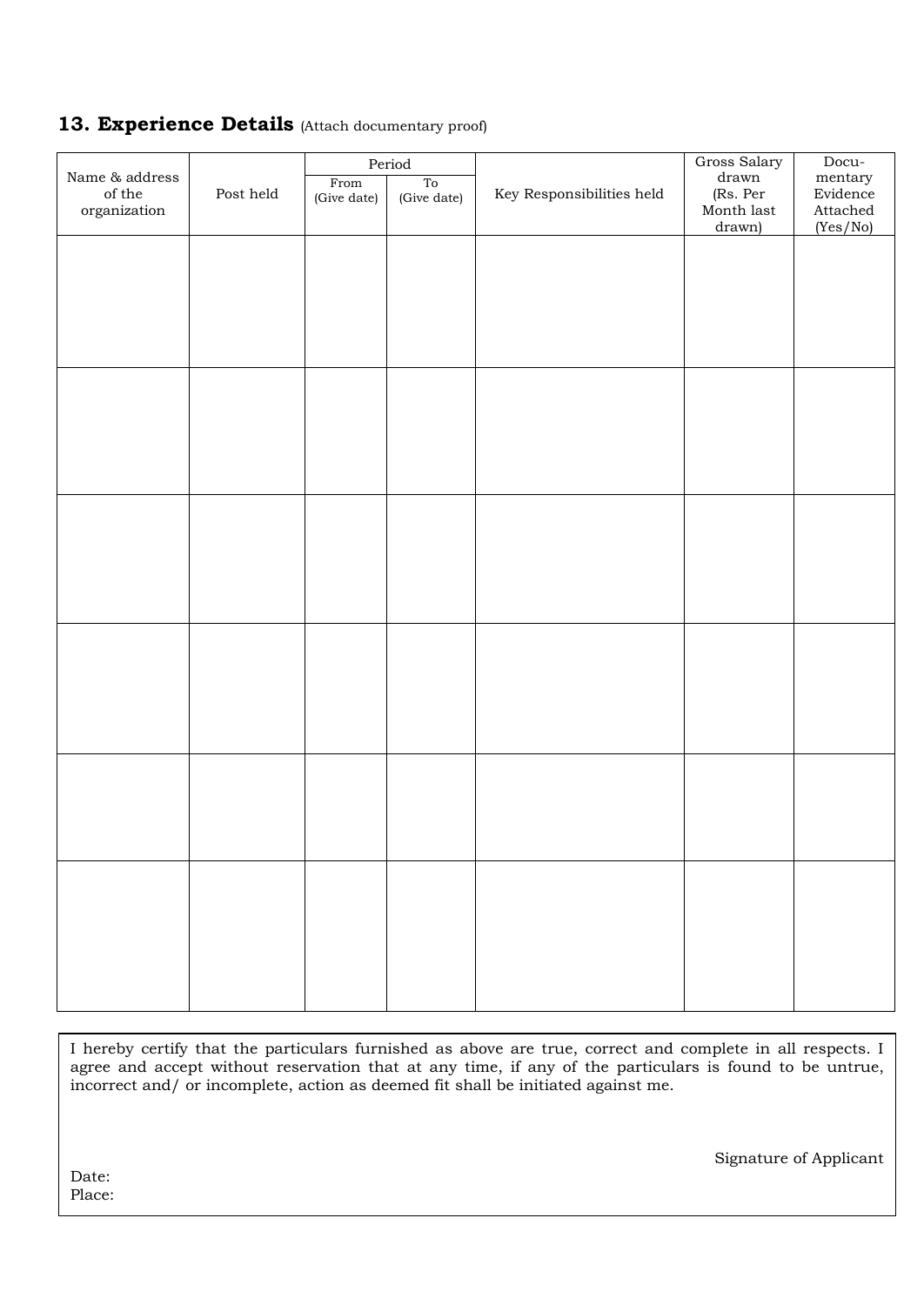## 13. **Experience Details** (Attach documentary proof)

| Name & address of the organization | Post held | Period | | Key Responsibilities held | Gross Salary drawn (Rs. Per Month last drawn) | Docu-mentary Evidence Attached (Yes/No) |
|---|---|---|---|---|---|---|
| | | From (Give date) | To (Give date) | | | |
| | | | | | | |
| | | | | | | |
| | | | | | | |
| | | | | | | |
| | | | | | | |
| | | | | | | |

I hereby certify that the particulars furnished as above are true, correct and complete in all respects. I agree and accept without reservation that at any time, if any of the particulars is found to be untrue, incorrect and/ or incomplete, action as deemed fit shall be initiated against me.

Signature of Applicant

Date:
Place: